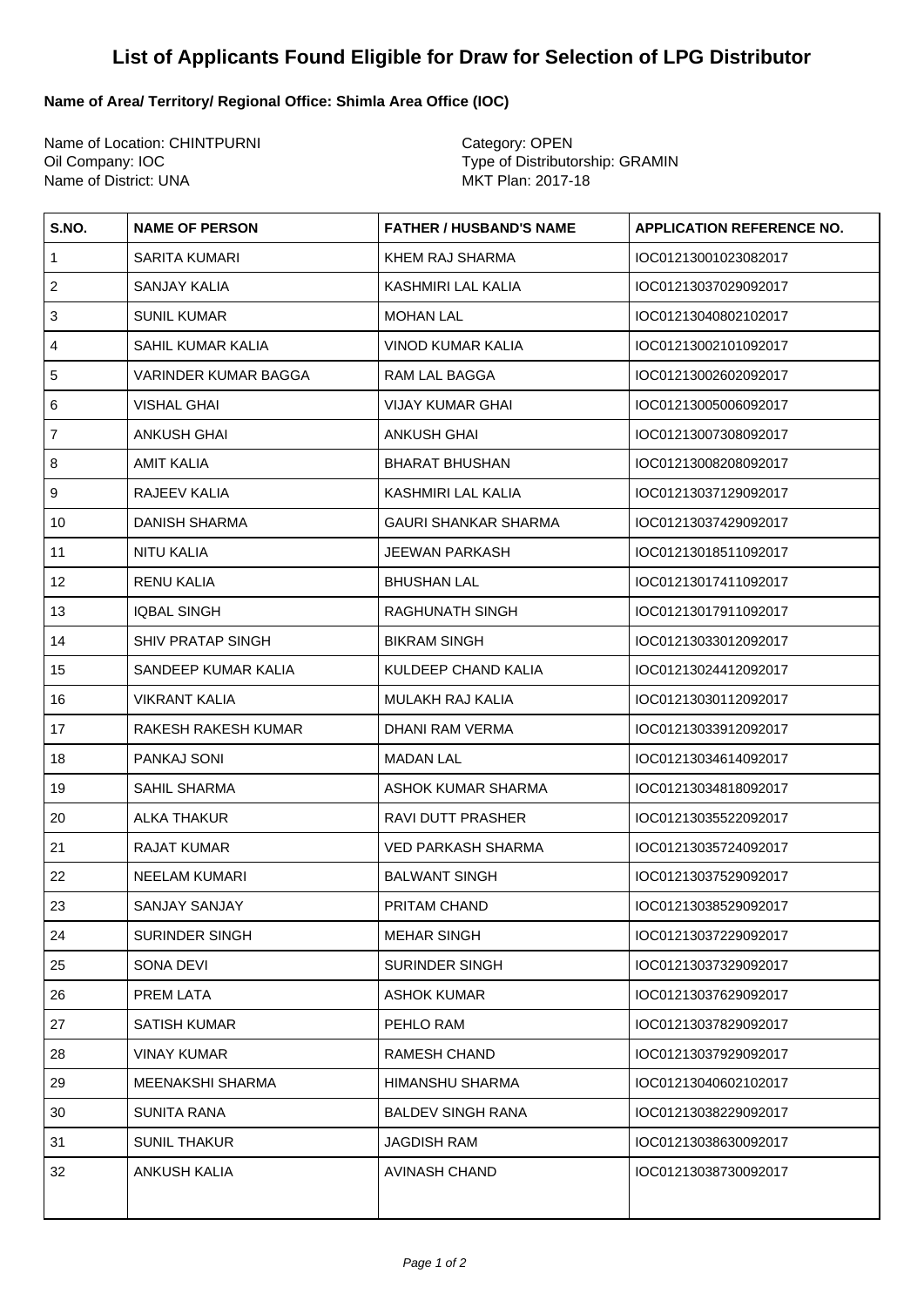# List of Applicants Found Eligible for Draw for Selection of LPG Distributor

**Name of Area/ Territory/ Regional Office: Shimla Area Office (IOC)**

Name of Location: CHINTPURNI
Oil Company: IOC
Name of District: UNA

Category: OPEN
Type of Distributorship: GRAMIN
MKT Plan: 2017-18

| S.NO. | NAME OF PERSON | FATHER / HUSBAND'S NAME | APPLICATION REFERENCE NO. |
|---|---|---|---|
| 1 | SARITA KUMARI | KHEM RAJ SHARMA | IOC01213001023082017 |
| 2 | SANJAY KALIA | KASHMIRI LAL KALIA | IOC01213037029092017 |
| 3 | SUNIL KUMAR | MOHAN LAL | IOC01213040802102017 |
| 4 | SAHIL KUMAR KALIA | VINOD KUMAR KALIA | IOC01213002101092017 |
| 5 | VARINDER KUMAR BAGGA | RAM LAL BAGGA | IOC01213002602092017 |
| 6 | VISHAL GHAI | VIJAY KUMAR GHAI | IOC01213005006092017 |
| 7 | ANKUSH GHAI | ANKUSH GHAI | IOC01213007308092017 |
| 8 | AMIT KALIA | BHARAT BHUSHAN | IOC01213008208092017 |
| 9 | RAJEEV KALIA | KASHMIRI LAL KALIA | IOC01213037129092017 |
| 10 | DANISH SHARMA | GAURI SHANKAR SHARMA | IOC01213037429092017 |
| 11 | NITU KALIA | JEEWAN PARKASH | IOC01213018511092017 |
| 12 | RENU KALIA | BHUSHAN LAL | IOC01213017411092017 |
| 13 | IQBAL SINGH | RAGHUNATH SINGH | IOC01213017911092017 |
| 14 | SHIV PRATAP SINGH | BIKRAM SINGH | IOC01213033012092017 |
| 15 | SANDEEP KUMAR KALIA | KULDEEP CHAND KALIA | IOC01213024412092017 |
| 16 | VIKRANT KALIA | MULAKH RAJ KALIA | IOC01213030112092017 |
| 17 | RAKESH RAKESH KUMAR | DHANI RAM VERMA | IOC01213033912092017 |
| 18 | PANKAJ SONI | MADAN LAL | IOC01213034614092017 |
| 19 | SAHIL SHARMA | ASHOK KUMAR SHARMA | IOC01213034818092017 |
| 20 | ALKA THAKUR | RAVI DUTT PRASHER | IOC01213035522092017 |
| 21 | RAJAT KUMAR | VED PARKASH SHARMA | IOC01213035724092017 |
| 22 | NEELAM KUMARI | BALWANT SINGH | IOC01213037529092017 |
| 23 | SANJAY SANJAY | PRITAM CHAND | IOC01213038529092017 |
| 24 | SURINDER SINGH | MEHAR SINGH | IOC01213037229092017 |
| 25 | SONA DEVI | SURINDER SINGH | IOC01213037329092017 |
| 26 | PREM LATA | ASHOK KUMAR | IOC01213037629092017 |
| 27 | SATISH KUMAR | PEHLO RAM | IOC01213037829092017 |
| 28 | VINAY KUMAR | RAMESH CHAND | IOC01213037929092017 |
| 29 | MEENAKSHI SHARMA | HIMANSHU SHARMA | IOC01213040602102017 |
| 30 | SUNITA RANA | BALDEV SINGH RANA | IOC01213038229092017 |
| 31 | SUNIL THAKUR | JAGDISH RAM | IOC01213038630092017 |
| 32 | ANKUSH KALIA | AVINASH CHAND | IOC01213038730092017 |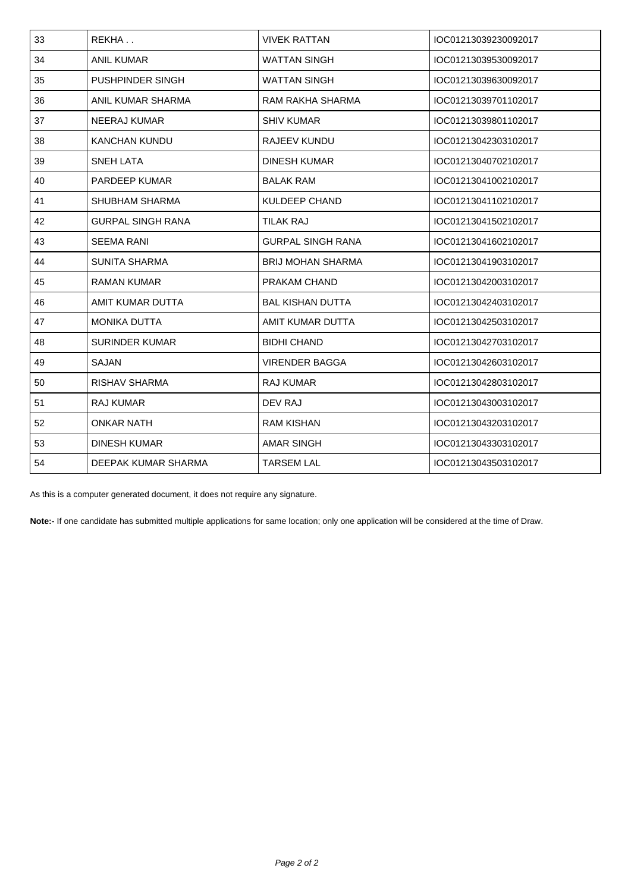| | | | |
|---|---|---|---|
| 33 | REKHA . . | VIVEK RATTAN | IOC01213039230092017 |
| 34 | ANIL KUMAR | WATTAN SINGH | IOC01213039530092017 |
| 35 | PUSHPINDER SINGH | WATTAN SINGH | IOC01213039630092017 |
| 36 | ANIL KUMAR SHARMA | RAM RAKHA SHARMA | IOC01213039701102017 |
| 37 | NEERAJ KUMAR | SHIV KUMAR | IOC01213039801102017 |
| 38 | KANCHAN KUNDU | RAJEEV KUNDU | IOC01213042303102017 |
| 39 | SNEH LATA | DINESH KUMAR | IOC01213040702102017 |
| 40 | PARDEEP KUMAR | BALAK RAM | IOC01213041002102017 |
| 41 | SHUBHAM SHARMA | KULDEEP CHAND | IOC01213041102102017 |
| 42 | GURPAL SINGH RANA | TILAK RAJ | IOC01213041502102017 |
| 43 | SEEMA RANI | GURPAL SINGH RANA | IOC01213041602102017 |
| 44 | SUNITA SHARMA | BRIJ MOHAN SHARMA | IOC01213041903102017 |
| 45 | RAMAN KUMAR | PRAKAM CHAND | IOC01213042003102017 |
| 46 | AMIT KUMAR DUTTA | BAL KISHAN DUTTA | IOC01213042403102017 |
| 47 | MONIKA DUTTA | AMIT KUMAR DUTTA | IOC01213042503102017 |
| 48 | SURINDER KUMAR | BIDHI CHAND | IOC01213042703102017 |
| 49 | SAJAN | VIRENDER BAGGA | IOC01213042603102017 |
| 50 | RISHAV SHARMA | RAJ KUMAR | IOC01213042803102017 |
| 51 | RAJ KUMAR | DEV RAJ | IOC01213043003102017 |
| 52 | ONKAR NATH | RAM KISHAN | IOC01213043203102017 |
| 53 | DINESH KUMAR | AMAR SINGH | IOC01213043303102017 |
| 54 | DEEPAK KUMAR SHARMA | TARSEM LAL | IOC01213043503102017 |

As this is a computer generated document, it does not require any signature.

**Note:-** If one candidate has submitted multiple applications for same location; only one application will be considered at the time of Draw.